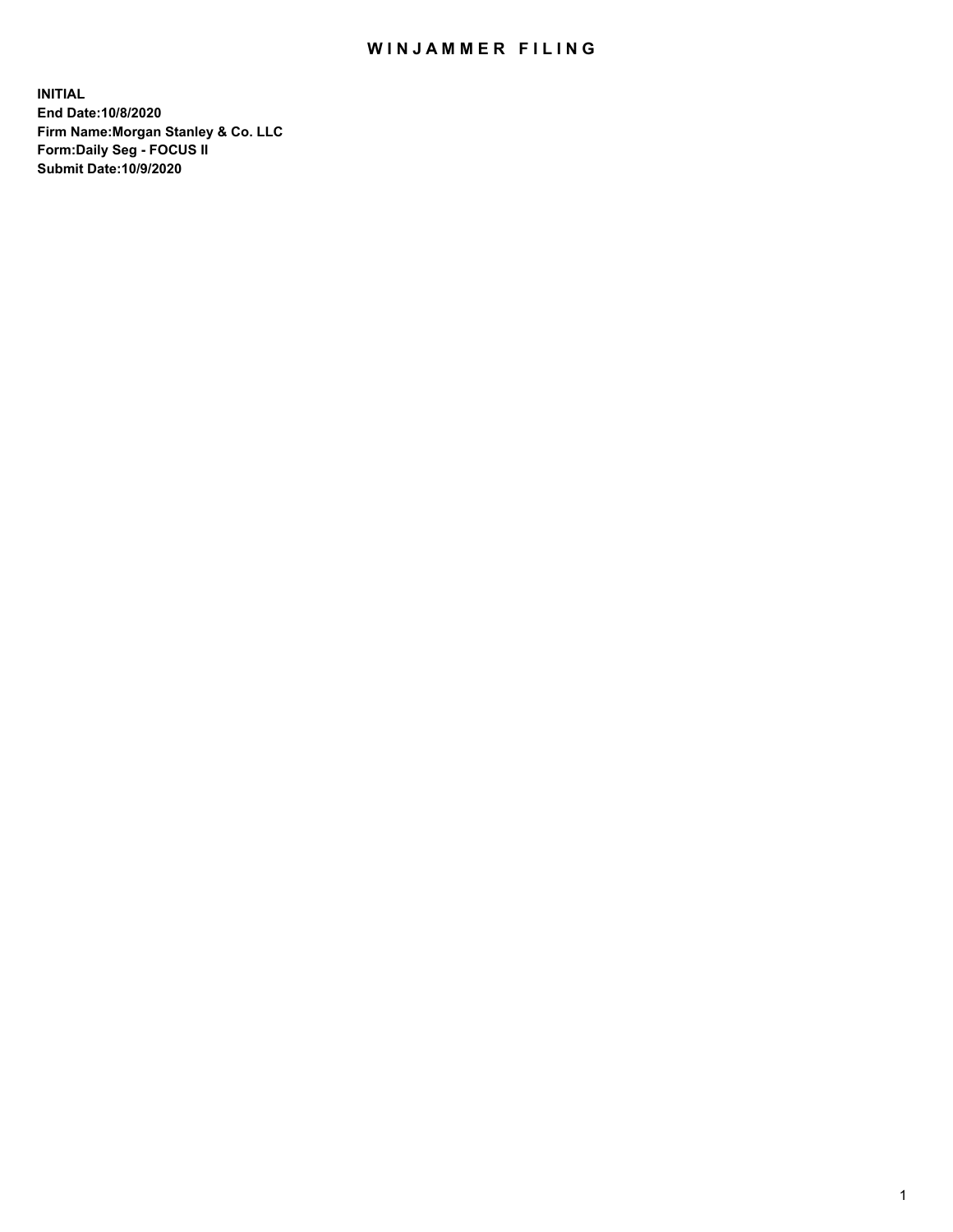# WINJAMMER FILING

**INITIAL**
**End Date:10/8/2020**
**Firm Name:Morgan Stanley & Co. LLC**
**Form:Daily Seg - FOCUS II**
**Submit Date:10/9/2020**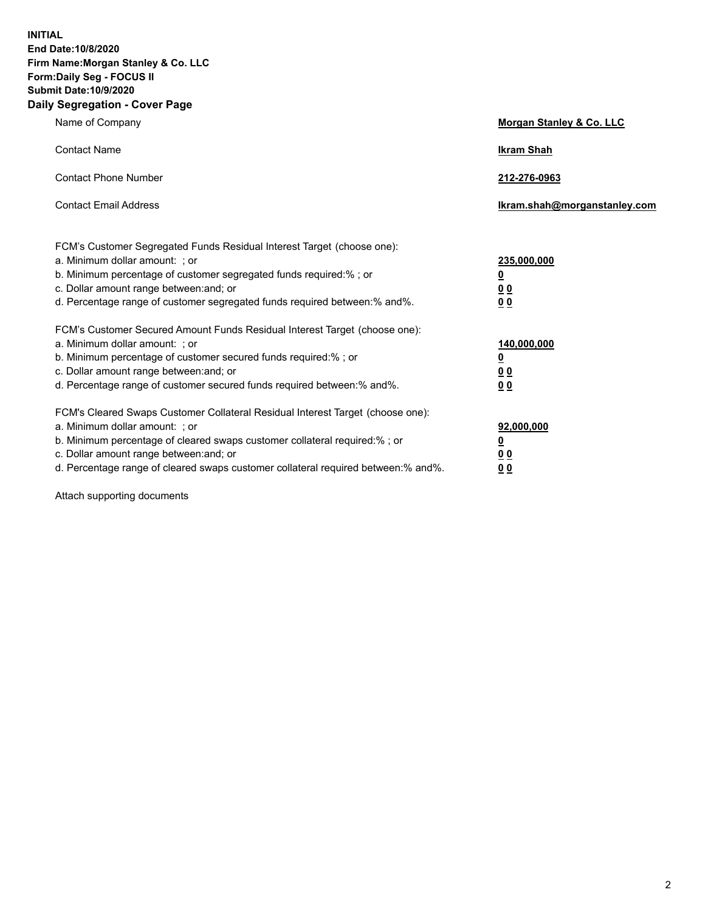**INITIAL**
**End Date:10/8/2020**
**Firm Name:Morgan Stanley & Co. LLC**
**Form:Daily Seg - FOCUS II**
**Submit Date:10/9/2020**
**Daily Segregation - Cover Page**

| | |
|---|---|
| Name of Company | **Morgan Stanley & Co. LLC** |
| Contact Name | **Ikram Shah** |
| Contact Phone Number | **212-276-0963** |
| Contact Email Address | **Ikram.shah@morganstanley.com** |

| | |
|---|---|
| FCM's Customer Segregated Funds Residual Interest Target (choose one): | |
| a. Minimum dollar amount: ; or | **235,000,000** |
| b. Minimum percentage of customer segregated funds required:% ; or | **0** |
| c. Dollar amount range between:and; or | **0 0** |
| d. Percentage range of customer segregated funds required between:% and%. | **0 0** |
| FCM's Customer Secured Amount Funds Residual Interest Target (choose one): | |
| a. Minimum dollar amount: ; or | **140,000,000** |
| b. Minimum percentage of customer secured funds required:% ; or | **0** |
| c. Dollar amount range between:and; or | **0 0** |
| d. Percentage range of customer secured funds required between:% and%. | **0 0** |
| FCM's Cleared Swaps Customer Collateral Residual Interest Target (choose one): | |
| a. Minimum dollar amount: ; or | **92,000,000** |
| b. Minimum percentage of cleared swaps customer collateral required:% ; or | **0** |
| c. Dollar amount range between:and; or | **0 0** |
| d. Percentage range of cleared swaps customer collateral required between:% and%. | **0 0** |

Attach supporting documents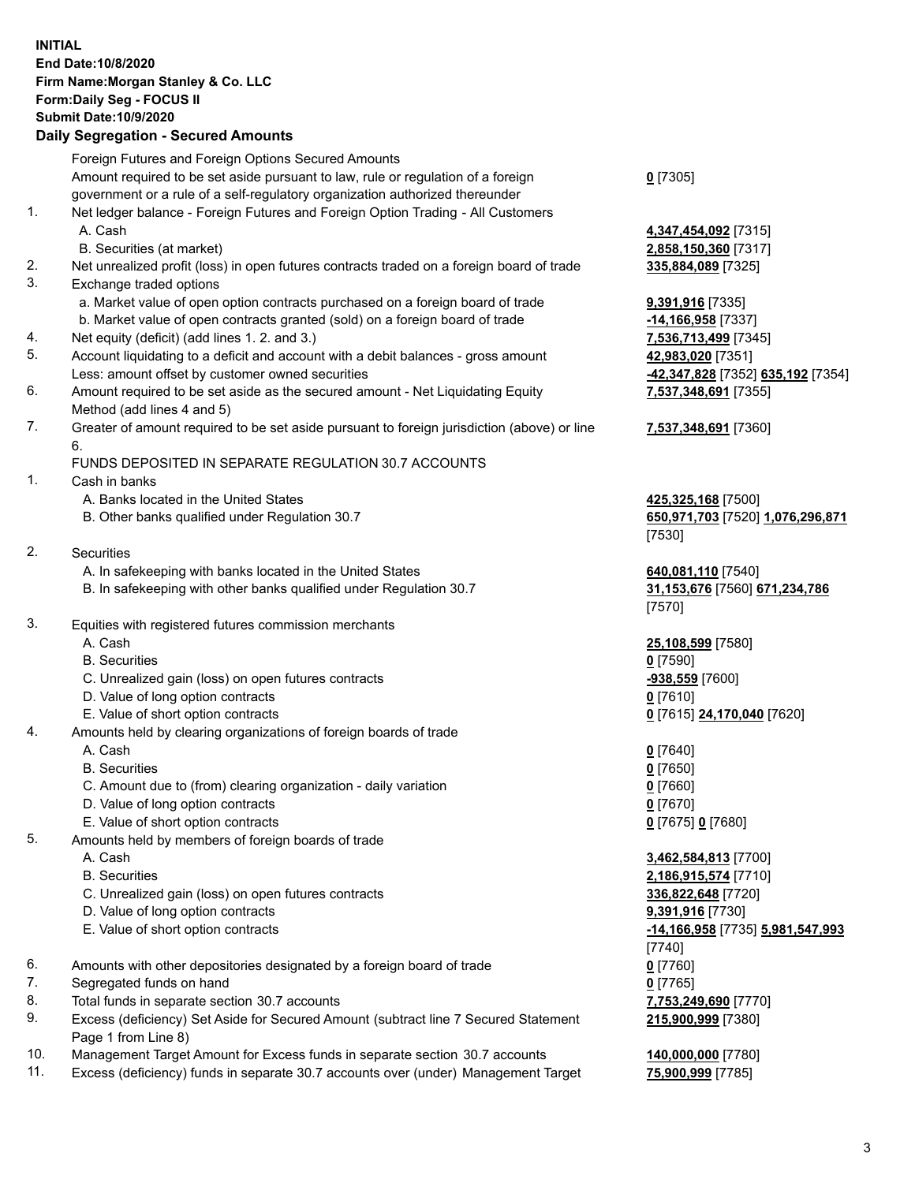**INITIAL**
**End Date:10/8/2020**
**Firm Name:Morgan Stanley & Co. LLC**
**Form:Daily Seg - FOCUS II**
**Submit Date:10/9/2020**

## Daily Segregation - Secured Amounts

| | | |
|---|---|---|
| | Foreign Futures and Foreign Options Secured Amounts | |
| | Amount required to be set aside pursuant to law, rule or regulation of a foreign government or a rule of a self-regulatory organization authorized thereunder | **0** [7305] |
| 1. | Net ledger balance - Foreign Futures and Foreign Option Trading - All Customers | |
| | A. Cash | **4,347,454,092** [7315] |
| | B. Securities (at market) | **2,858,150,360** [7317] |
| 2. | Net unrealized profit (loss) in open futures contracts traded on a foreign board of trade | **335,884,089** [7325] |
| 3. | Exchange traded options | |
| | a. Market value of open option contracts purchased on a foreign board of trade | **9,391,916** [7335] |
| | b. Market value of open contracts granted (sold) on a foreign board of trade | **-14,166,958** [7337] |
| 4. | Net equity (deficit) (add lines 1. 2. and 3.) | **7,536,713,499** [7345] |
| 5. | Account liquidating to a deficit and account with a debit balances - gross amount | **42,983,020** [7351] |
| | Less: amount offset by customer owned securities | **-42,347,828** [7352] **635,192** [7354] |
| 6. | Amount required to be set aside as the secured amount - Net Liquidating Equity Method (add lines 4 and 5) | **7,537,348,691** [7355] |
| 7. | Greater of amount required to be set aside pursuant to foreign jurisdiction (above) or line 6. | **7,537,348,691** [7360] |
| | FUNDS DEPOSITED IN SEPARATE REGULATION 30.7 ACCOUNTS | |
| 1. | Cash in banks | |
| | A. Banks located in the United States | **425,325,168** [7500] |
| | B. Other banks qualified under Regulation 30.7 | **650,971,703** [7520] **1,076,296,871** [7530] |
| 2. | Securities | |
| | A. In safekeeping with banks located in the United States | **640,081,110** [7540] |
| | B. In safekeeping with other banks qualified under Regulation 30.7 | **31,153,676** [7560] **671,234,786** [7570] |
| 3. | Equities with registered futures commission merchants | |
| | A. Cash | **25,108,599** [7580] |
| | B. Securities | **0** [7590] |
| | C. Unrealized gain (loss) on open futures contracts | **-938,559** [7600] |
| | D. Value of long option contracts | **0** [7610] |
| | E. Value of short option contracts | **0** [7615] **24,170,040** [7620] |
| 4. | Amounts held by clearing organizations of foreign boards of trade | |
| | A. Cash | **0** [7640] |
| | B. Securities | **0** [7650] |
| | C. Amount due to (from) clearing organization - daily variation | **0** [7660] |
| | D. Value of long option contracts | **0** [7670] |
| | E. Value of short option contracts | **0** [7675] **0** [7680] |
| 5. | Amounts held by members of foreign boards of trade | |
| | A. Cash | **3,462,584,813** [7700] |
| | B. Securities | **2,186,915,574** [7710] |
| | C. Unrealized gain (loss) on open futures contracts | **336,822,648** [7720] |
| | D. Value of long option contracts | **9,391,916** [7730] |
| | E. Value of short option contracts | **-14,166,958** [7735] **5,981,547,993** [7740] |
| 6. | Amounts with other depositories designated by a foreign board of trade | **0** [7760] |
| 7. | Segregated funds on hand | **0** [7765] |
| 8. | Total funds in separate section 30.7 accounts | **7,753,249,690** [7770] |
| 9. | Excess (deficiency) Set Aside for Secured Amount (subtract line 7 Secured Statement Page 1 from Line 8) | **215,900,999** [7380] |
| 10. | Management Target Amount for Excess funds in separate section 30.7 accounts | **140,000,000** [7780] |
| 11. | Excess (deficiency) funds in separate 30.7 accounts over (under) Management Target | **75,900,999** [7785] |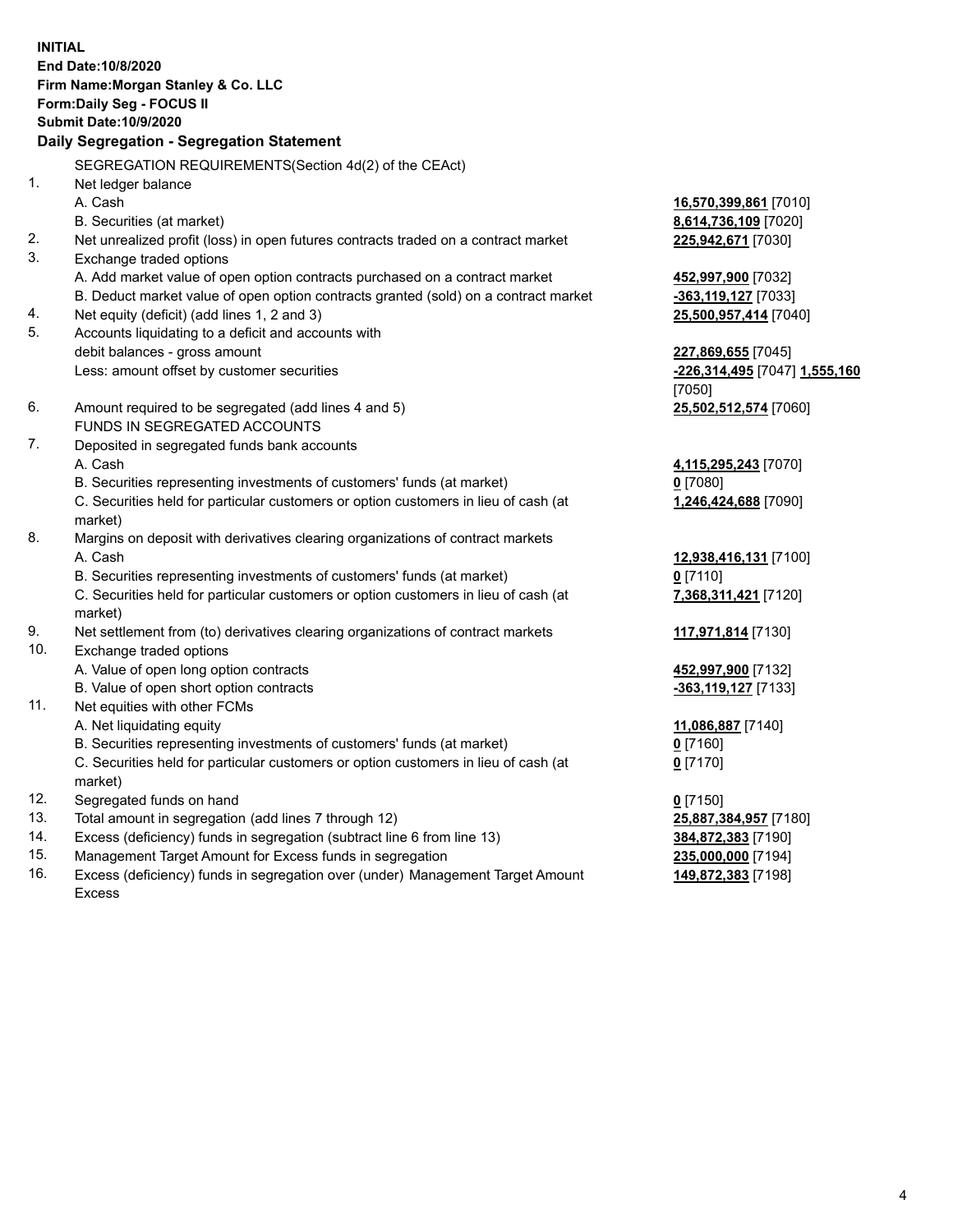**INITIAL**
**End Date:10/8/2020**
**Firm Name:Morgan Stanley & Co. LLC**
**Form:Daily Seg - FOCUS II**
**Submit Date:10/9/2020**

**Daily Segregation - Segregation Statement**

SEGREGATION REQUIREMENTS(Section 4d(2) of the CEAct)

| | | |
|---|---|---|
| 1. | Net ledger balance | |
| | A. Cash | **16,570,399,861** [7010] |
| | B. Securities (at market) | **8,614,736,109** [7020] |
| 2. | Net unrealized profit (loss) in open futures contracts traded on a contract market | **225,942,671** [7030] |
| 3. | Exchange traded options | |
| | A. Add market value of open option contracts purchased on a contract market | **452,997,900** [7032] |
| | B. Deduct market value of open option contracts granted (sold) on a contract market | **-363,119,127** [7033] |
| 4. | Net equity (deficit) (add lines 1, 2 and 3) | **25,500,957,414** [7040] |
| 5. | Accounts liquidating to a deficit and accounts with debit balances - gross amount | **227,869,655** [7045] |
| | Less: amount offset by customer securities | **-226,314,495** [7047] **1,555,160** [7050] |
| 6. | Amount required to be segregated (add lines 4 and 5) | **25,502,512,574** [7060] |
| | FUNDS IN SEGREGATED ACCOUNTS | |
| 7. | Deposited in segregated funds bank accounts | |
| | A. Cash | **4,115,295,243** [7070] |
| | B. Securities representing investments of customers' funds (at market) | **0** [7080] |
| | C. Securities held for particular customers or option customers in lieu of cash (at market) | **1,246,424,688** [7090] |
| 8. | Margins on deposit with derivatives clearing organizations of contract markets | |
| | A. Cash | **12,938,416,131** [7100] |
| | B. Securities representing investments of customers' funds (at market) | **0** [7110] |
| | C. Securities held for particular customers or option customers in lieu of cash (at market) | **7,368,311,421** [7120] |
| 9. | Net settlement from (to) derivatives clearing organizations of contract markets | **117,971,814** [7130] |
| 10. | Exchange traded options | |
| | A. Value of open long option contracts | **452,997,900** [7132] |
| | B. Value of open short option contracts | **-363,119,127** [7133] |
| 11. | Net equities with other FCMs | |
| | A. Net liquidating equity | **11,086,887** [7140] |
| | B. Securities representing investments of customers' funds (at market) | **0** [7160] |
| | C. Securities held for particular customers or option customers in lieu of cash (at market) | **0** [7170] |
| 12. | Segregated funds on hand | **0** [7150] |
| 13. | Total amount in segregation (add lines 7 through 12) | **25,887,384,957** [7180] |
| 14. | Excess (deficiency) funds in segregation (subtract line 6 from line 13) | **384,872,383** [7190] |
| 15. | Management Target Amount for Excess funds in segregation | **235,000,000** [7194] |
| 16. | Excess (deficiency) funds in segregation over (under) Management Target Amount Excess | **149,872,383** [7198] |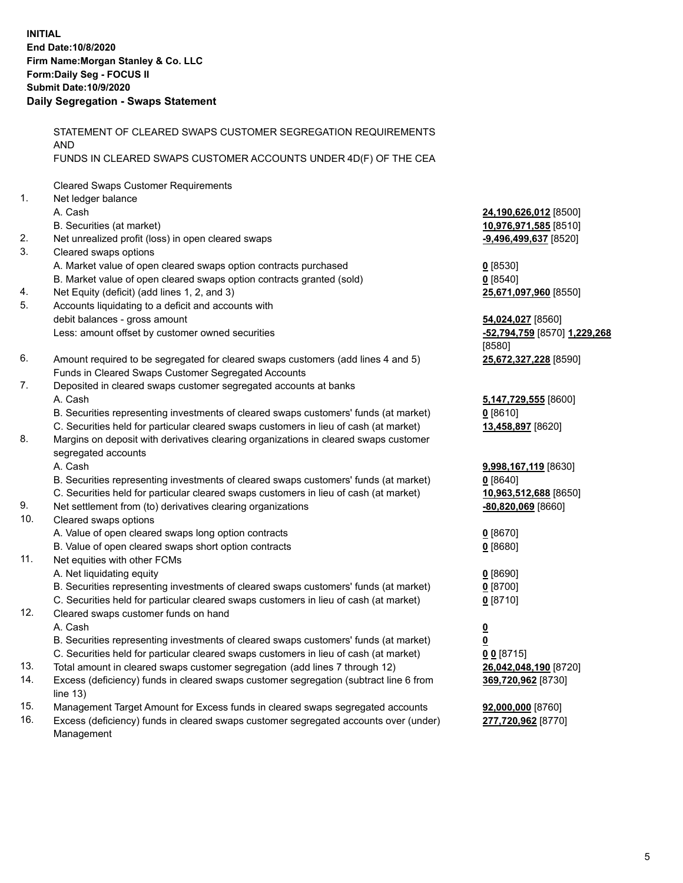**INITIAL**
**End Date:10/8/2020**
**Firm Name:Morgan Stanley & Co. LLC**
**Form:Daily Seg - FOCUS II**
**Submit Date:10/9/2020**
**Daily Segregation - Swaps Statement**

STATEMENT OF CLEARED SWAPS CUSTOMER SEGREGATION REQUIREMENTS AND FUNDS IN CLEARED SWAPS CUSTOMER ACCOUNTS UNDER 4D(F) OF THE CEA

| | | |
|---|---|---|
| | Cleared Swaps Customer Requirements | |
| 1. | Net ledger balance | |
| | A. Cash | **24,190,626,012** [8500] |
| | B. Securities (at market) | **10,976,971,585** [8510] |
| 2. | Net unrealized profit (loss) in open cleared swaps | **-9,496,499,637** [8520] |
| 3. | Cleared swaps options | |
| | A. Market value of open cleared swaps option contracts purchased | **0** [8530] |
| | B. Market value of open cleared swaps option contracts granted (sold) | **0** [8540] |
| 4. | Net Equity (deficit) (add lines 1, 2, and 3) | **25,671,097,960** [8550] |
| 5. | Accounts liquidating to a deficit and accounts with debit balances - gross amount | **54,024,027** [8560] |
| | Less: amount offset by customer owned securities | **-52,794,759** [8570] **1,229,268** [8580] |
| 6. | Amount required to be segregated for cleared swaps customers (add lines 4 and 5) | **25,672,327,228** [8590] |
| | Funds in Cleared Swaps Customer Segregated Accounts | |
| 7. | Deposited in cleared swaps customer segregated accounts at banks | |
| | A. Cash | **5,147,729,555** [8600] |
| | B. Securities representing investments of cleared swaps customers' funds (at market) | **0** [8610] |
| | C. Securities held for particular cleared swaps customers in lieu of cash (at market) | **13,458,897** [8620] |
| 8. | Margins on deposit with derivatives clearing organizations in cleared swaps customer segregated accounts | |
| | A. Cash | **9,998,167,119** [8630] |
| | B. Securities representing investments of cleared swaps customers' funds (at market) | **0** [8640] |
| | C. Securities held for particular cleared swaps customers in lieu of cash (at market) | **10,963,512,688** [8650] |
| 9. | Net settlement from (to) derivatives clearing organizations | **-80,820,069** [8660] |
| 10. | Cleared swaps options | |
| | A. Value of open cleared swaps long option contracts | **0** [8670] |
| | B. Value of open cleared swaps short option contracts | **0** [8680] |
| 11. | Net equities with other FCMs | |
| | A. Net liquidating equity | **0** [8690] |
| | B. Securities representing investments of cleared swaps customers' funds (at market) | **0** [8700] |
| | C. Securities held for particular cleared swaps customers in lieu of cash (at market) | **0** [8710] |
| 12. | Cleared swaps customer funds on hand | |
| | A. Cash | **0** |
| | B. Securities representing investments of cleared swaps customers' funds (at market) | **0** |
| | C. Securities held for particular cleared swaps customers in lieu of cash (at market) | **0** **0** [8715] |
| 13. | Total amount in cleared swaps customer segregation (add lines 7 through 12) | **26,042,048,190** [8720] |
| 14. | Excess (deficiency) funds in cleared swaps customer segregation (subtract line 6 from line 13) | **369,720,962** [8730] |
| 15. | Management Target Amount for Excess funds in cleared swaps segregated accounts | **92,000,000** [8760] |
| 16. | Excess (deficiency) funds in cleared swaps customer segregated accounts over (under) Management | **277,720,962** [8770] |